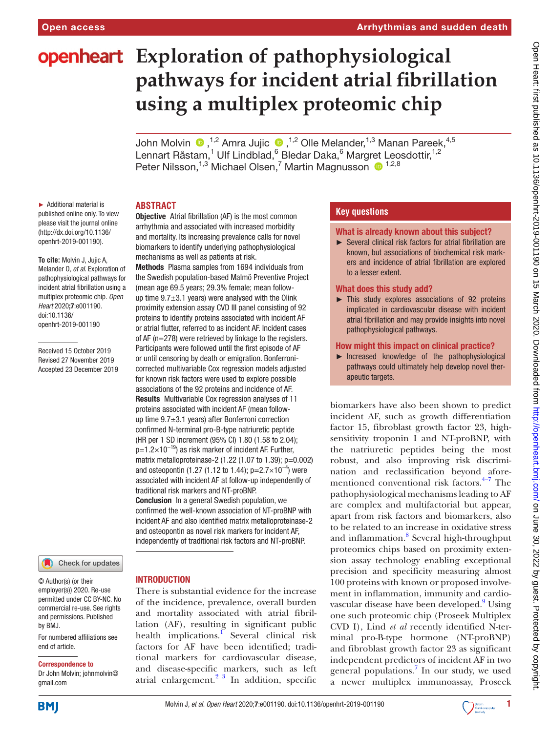Open access — Arrhythmias and sudden death

# Exploration of pathophysiological pathways for incident atrial fibrillation using a multiplex proteomic chip

John Molvin,[1,2] Amra Jujic,[1,2] Olle Melander,[1,3] Manan Pareek,[4,5] Lennart Råstam,[1] Ulf Lindblad,[6] Bledar Daka,[6] Margret Leosdottir,[1,2] Peter Nilsson,[1,3] Michael Olsen,[7] Martin Magnusson[1,2,8]

► Additional material is published online only. To view please visit the journal online (http://dx.doi.org/10.1136/openhrt-2019-001190).

**To cite:** Molvin J, Jujic A, Melander O, *et al*. Exploration of pathophysiological pathways for incident atrial fibrillation using a multiplex proteomic chip. *Open Heart* 2020;**7**:e001190. doi:10.1136/openhrt-2019-001190

Received 15 October 2019
Revised 27 November 2019
Accepted 23 December 2019

© Author(s) (or their employer(s)) 2020. Re-use permitted under CC BY-NC. No commercial re-use. See rights and permissions. Published by BMJ.

For numbered affiliations see end of article.

**Correspondence to**
Dr John Molvin; johnmolvin@gmail.com

## ABSTRACT

**Objective** Atrial fibrillation (AF) is the most common arrhythmia and associated with increased morbidity and mortality. Its increasing prevalence calls for novel biomarkers to identify underlying pathophysiological mechanisms as well as patients at risk.

**Methods** Plasma samples from 1694 individuals from the Swedish population-based Malmö Preventive Project (mean age 69.5 years; 29.3% female; mean follow-up time 9.7±3.1 years) were analysed with the Olink proximity extension assay CVD III panel consisting of 92 proteins to identify proteins associated with incident AF or atrial flutter, referred to as incident AF. Incident cases of AF (n=278) were retrieved by linkage to the registers. Participants were followed until the first episode of AF or until censoring by death or emigration. Bonferroni-corrected multivariable Cox regression models adjusted for known risk factors were used to explore possible associations of the 92 proteins and incidence of AF.

**Results** Multivariable Cox regression analyses of 11 proteins associated with incident AF (mean follow-up time 9.7±3.1 years) after Bonferroni correction confirmed N-terminal pro-B-type natriuretic peptide (HR per 1 SD increment (95% CI) 1.80 (1.58 to 2.04); p=$1.2\times10^{-19}$) as risk marker of incident AF. Further, matrix metalloproteinase-2 (1.22 (1.07 to 1.39); p=0.002) and osteopontin (1.27 (1.12 to 1.44); p=$2.7\times10^{-4}$) were associated with incident AF at follow-up independently of traditional risk markers and NT-proBNP.

**Conclusion** In a general Swedish population, we confirmed the well-known association of NT-proBNP with incident AF and also identified matrix metalloproteinase-2 and osteopontin as novel risk markers for incident AF, independently of traditional risk factors and NT-proBNP.

## Key questions

**What is already known about this subject?**

► Several clinical risk factors for atrial fibrillation are known, but associations of biochemical risk markers and incidence of atrial fibrillation are explored to a lesser extent.

**What does this study add?**

► This study explores associations of 92 proteins implicated in cardiovascular disease with incident atrial fibrillation and may provide insights into novel pathophysiological pathways.

**How might this impact on clinical practice?**

► Increased knowledge of the pathophysiological pathways could ultimately help develop novel therapeutic targets.

## INTRODUCTION

There is substantial evidence for the increase of the incidence, prevalence, overall burden and mortality associated with atrial fibrillation (AF), resulting in significant public health implications.[1] Several clinical risk factors for AF have been identified; traditional markers for cardiovascular disease, and disease-specific markers, such as left atrial enlargement.[2 3] In addition, specific biomarkers have also been shown to predict incident AF, such as growth differentiation factor 15, fibroblast growth factor 23, high-sensitivity troponin I and NT-proBNP, with the natriuretic peptides being the most robust, and also improving risk discrimination and reclassification beyond aforementioned conventional risk factors.[4–7] The pathophysiological mechanisms leading to AF are complex and multifactorial but appear, apart from risk factors and biomarkers, also to be related to an increase in oxidative stress and inflammation.[8] Several high-throughput proteomics chips based on proximity extension assay technology enabling exceptional precision and specificity measuring almost 100 proteins with known or proposed involvement in inflammation, immunity and cardiovascular disease have been developed.[9] Using one such proteomic chip (Proseek Multiplex CVD I), Lind *et al* recently identified N-terminal pro-B-type hormone (NT-proBNP) and fibroblast growth factor 23 as significant independent predictors of incident AF in two general populations.[7] In our study, we used a newer multiplex immunoassay, Proseek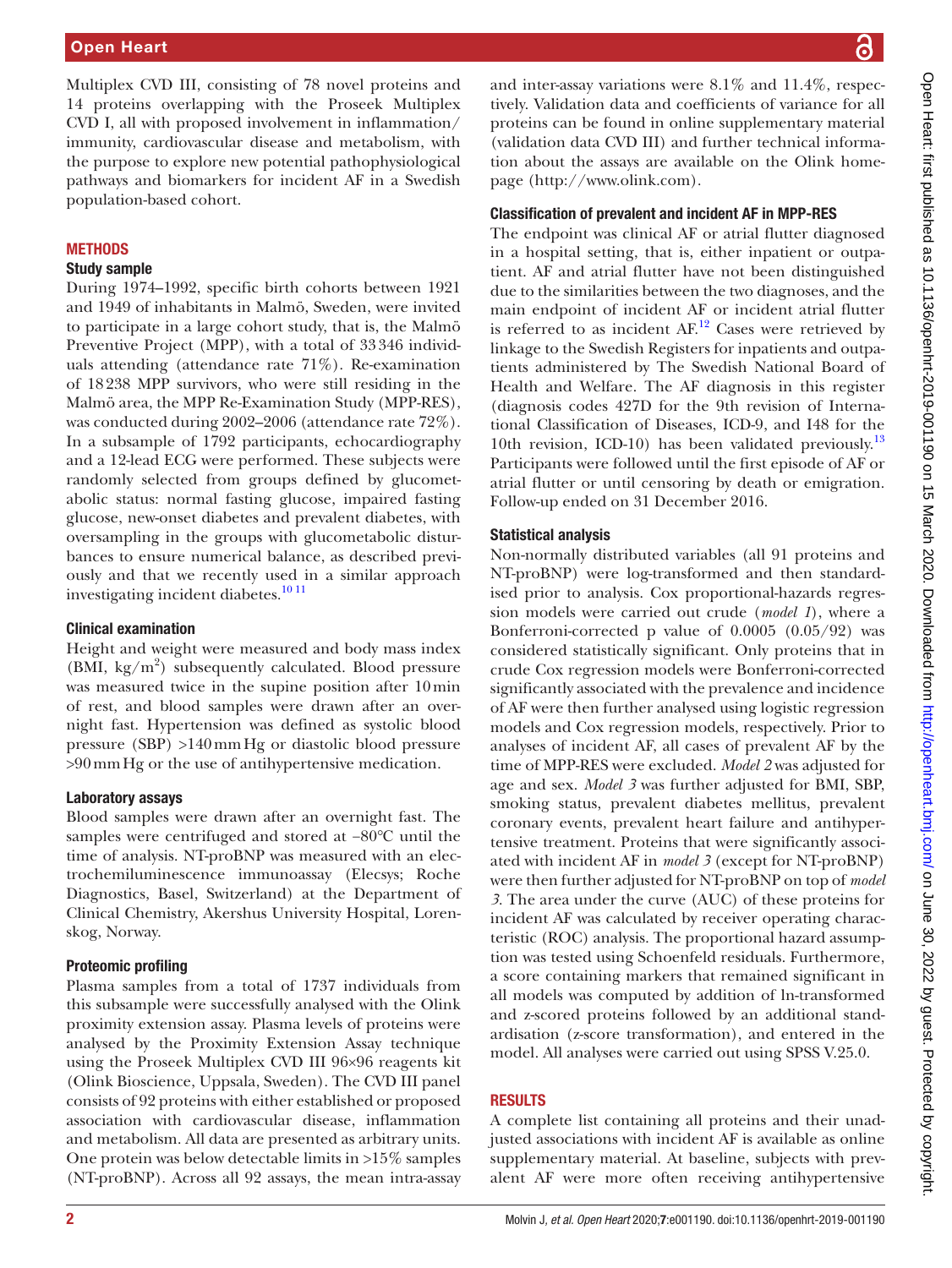Multiplex CVD III, consisting of 78 novel proteins and 14 proteins overlapping with the Proseek Multiplex CVD I, all with proposed involvement in inflammation/immunity, cardiovascular disease and metabolism, with the purpose to explore new potential pathophysiological pathways and biomarkers for incident AF in a Swedish population-based cohort.

## METHODS

### Study sample

During 1974–1992, specific birth cohorts between 1921 and 1949 of inhabitants in Malmö, Sweden, were invited to participate in a large cohort study, that is, the Malmö Preventive Project (MPP), with a total of 33 346 individuals attending (attendance rate 71%). Re-examination of 18 238 MPP survivors, who were still residing in the Malmö area, the MPP Re-Examination Study (MPP-RES), was conducted during 2002–2006 (attendance rate 72%). In a subsample of 1792 participants, echocardiography and a 12-lead ECG were performed. These subjects were randomly selected from groups defined by glucometabolic status: normal fasting glucose, impaired fasting glucose, new-onset diabetes and prevalent diabetes, with oversampling in the groups with glucometabolic disturbances to ensure numerical balance, as described previously and that we recently used in a similar approach investigating incident diabetes.[10 11]

### Clinical examination

Height and weight were measured and body mass index (BMI, $kg/m^2$) subsequently calculated. Blood pressure was measured twice in the supine position after 10 min of rest, and blood samples were drawn after an overnight fast. Hypertension was defined as systolic blood pressure (SBP) >140 mm Hg or diastolic blood pressure >90 mm Hg or the use of antihypertensive medication.

### Laboratory assays

Blood samples were drawn after an overnight fast. The samples were centrifuged and stored at −80°C until the time of analysis. NT-proBNP was measured with an electrochemiluminescence immunoassay (Elecsys; Roche Diagnostics, Basel, Switzerland) at the Department of Clinical Chemistry, Akershus University Hospital, Lorenskog, Norway.

### Proteomic profiling

Plasma samples from a total of 1737 individuals from this subsample were successfully analysed with the Olink proximity extension assay. Plasma levels of proteins were analysed by the Proximity Extension Assay technique using the Proseek Multiplex CVD III 96×96 reagents kit (Olink Bioscience, Uppsala, Sweden). The CVD III panel consists of 92 proteins with either established or proposed association with cardiovascular disease, inflammation and metabolism. All data are presented as arbitrary units. One protein was below detectable limits in >15% samples (NT-proBNP). Across all 92 assays, the mean intra-assay and inter-assay variations were 8.1% and 11.4%, respectively. Validation data and coefficients of variance for all proteins can be found in online supplementary material (validation data CVD III) and further technical information about the assays are available on the Olink homepage (http://www.olink.com).

### Classification of prevalent and incident AF in MPP-RES

The endpoint was clinical AF or atrial flutter diagnosed in a hospital setting, that is, either inpatient or outpatient. AF and atrial flutter have not been distinguished due to the similarities between the two diagnoses, and the main endpoint of incident AF or incident atrial flutter is referred to as incident AF.[12] Cases were retrieved by linkage to the Swedish Registers for inpatients and outpatients administered by The Swedish National Board of Health and Welfare. The AF diagnosis in this register (diagnosis codes 427D for the 9th revision of International Classification of Diseases, ICD-9, and I48 for the 10th revision, ICD-10) has been validated previously.[13] Participants were followed until the first episode of AF or atrial flutter or until censoring by death or emigration. Follow-up ended on 31 December 2016.

### Statistical analysis

Non-normally distributed variables (all 91 proteins and NT-proBNP) were log-transformed and then standardised prior to analysis. Cox proportional-hazards regression models were carried out crude (*model 1*), where a Bonferroni-corrected p value of 0.0005 (0.05/92) was considered statistically significant. Only proteins that in crude Cox regression models were Bonferroni-corrected significantly associated with the prevalence and incidence of AF were then further analysed using logistic regression models and Cox regression models, respectively. Prior to analyses of incident AF, all cases of prevalent AF by the time of MPP-RES were excluded. *Model 2* was adjusted for age and sex. *Model 3* was further adjusted for BMI, SBP, smoking status, prevalent diabetes mellitus, prevalent coronary events, prevalent heart failure and antihypertensive treatment. Proteins that were significantly associated with incident AF in *model 3* (except for NT-proBNP) were then further adjusted for NT-proBNP on top of *model 3*. The area under the curve (AUC) of these proteins for incident AF was calculated by receiver operating characteristic (ROC) analysis. The proportional hazard assumption was tested using Schoenfeld residuals. Furthermore, a score containing markers that remained significant in all models was computed by addition of ln-transformed and z-scored proteins followed by an additional standardisation (z-score transformation), and entered in the model. All analyses were carried out using SPSS V.25.0.

## RESULTS

A complete list containing all proteins and their unadjusted associations with incident AF is available as online supplementary material. At baseline, subjects with prevalent AF were more often receiving antihypertensive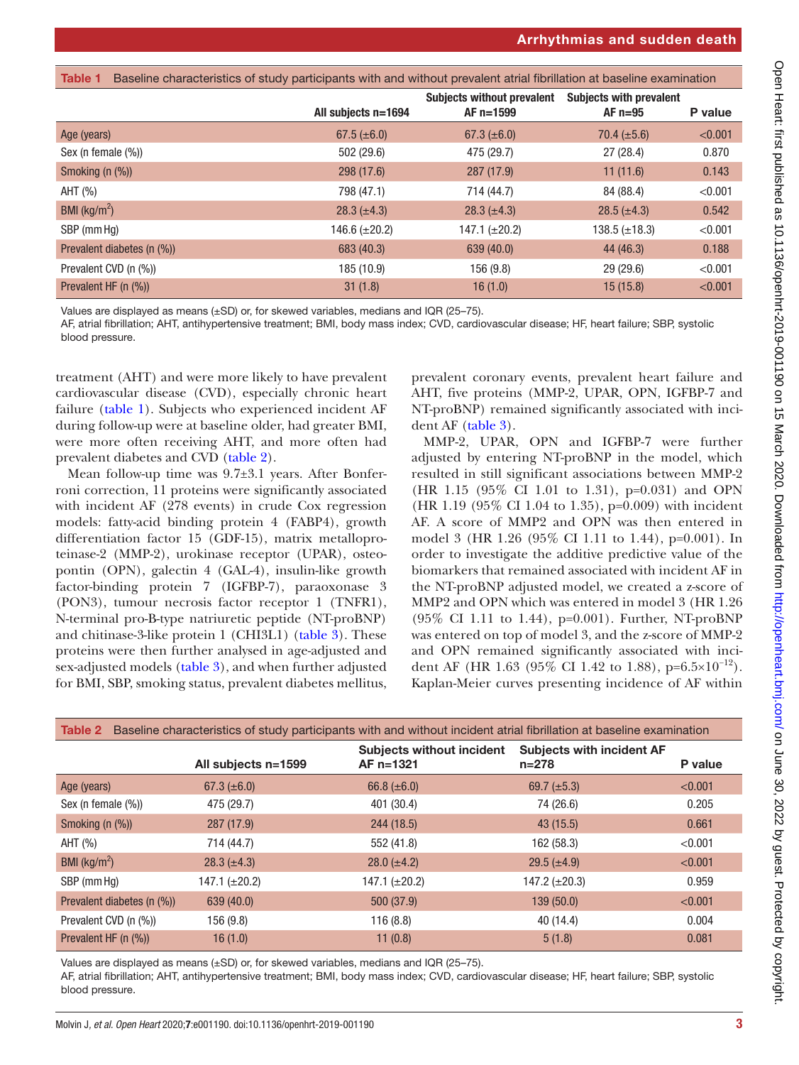Table 1 Baseline characteristics of study participants with and without prevalent atrial fibrillation at baseline examination

| | All subjects n=1694 | Subjects without prevalent AF n=1599 | Subjects with prevalent AF n=95 | P value |
|---|---|---|---|---|
| Age (years) | 67.5 (±6.0) | 67.3 (±6.0) | 70.4 (±5.6) | <0.001 |
| Sex (n female (%)) | 502 (29.6) | 475 (29.7) | 27 (28.4) | 0.870 |
| Smoking (n (%)) | 298 (17.6) | 287 (17.9) | 11 (11.6) | 0.143 |
| AHT (%) | 798 (47.1) | 714 (44.7) | 84 (88.4) | <0.001 |
| BMI (kg/m$^2$) | 28.3 (±4.3) | 28.3 (±4.3) | 28.5 (±4.3) | 0.542 |
| SBP (mm Hg) | 146.6 (±20.2) | 147.1 (±20.2) | 138.5 (±18.3) | <0.001 |
| Prevalent diabetes (n (%)) | 683 (40.3) | 639 (40.0) | 44 (46.3) | 0.188 |
| Prevalent CVD (n (%)) | 185 (10.9) | 156 (9.8) | 29 (29.6) | <0.001 |
| Prevalent HF (n (%)) | 31 (1.8) | 16 (1.0) | 15 (15.8) | <0.001 |

Values are displayed as means (±SD) or, for skewed variables, medians and IQR (25–75).
AF, atrial fibrillation; AHT, antihypertensive treatment; BMI, body mass index; CVD, cardiovascular disease; HF, heart failure; SBP, systolic blood pressure.

treatment (AHT) and were more likely to have prevalent cardiovascular disease (CVD), especially chronic heart failure (table 1). Subjects who experienced incident AF during follow-up were at baseline older, had greater BMI, were more often receiving AHT, and more often had prevalent diabetes and CVD (table 2).

Mean follow-up time was 9.7±3.1 years. After Bonferroni correction, 11 proteins were significantly associated with incident AF (278 events) in crude Cox regression models: fatty-acid binding protein 4 (FABP4), growth differentiation factor 15 (GDF-15), matrix metalloproteinase-2 (MMP-2), urokinase receptor (UPAR), osteopontin (OPN), galectin 4 (GAL-4), insulin-like growth factor-binding protein 7 (IGFBP-7), paraoxonase 3 (PON3), tumour necrosis factor receptor 1 (TNFR1), N-terminal pro-B-type natriuretic peptide (NT-proBNP) and chitinase-3-like protein 1 (CHI3L1) (table 3). These proteins were then further analysed in age-adjusted and sex-adjusted models (table 3), and when further adjusted for BMI, SBP, smoking status, prevalent diabetes mellitus, prevalent coronary events, prevalent heart failure and AHT, five proteins (MMP-2, UPAR, OPN, IGFBP-7 and NT-proBNP) remained significantly associated with incident AF (table 3).

MMP-2, UPAR, OPN and IGFBP-7 were further adjusted by entering NT-proBNP in the model, which resulted in still significant associations between MMP-2 (HR 1.15 (95% CI 1.01 to 1.31), p=0.031) and OPN (HR 1.19 (95% CI 1.04 to 1.35), p=0.009) with incident AF. A score of MMP2 and OPN was then entered in model 3 (HR 1.26 (95% CI 1.11 to 1.44), p=0.001). In order to investigate the additive predictive value of the biomarkers that remained associated with incident AF in the NT-proBNP adjusted model, we created a z-score of MMP2 and OPN which was entered in model 3 (HR 1.26 (95% CI 1.11 to 1.44), p=0.001). Further, NT-proBNP was entered on top of model 3, and the z-score of MMP-2 and OPN remained significantly associated with incident AF (HR 1.63 (95% CI 1.42 to 1.88), p=$6.5\times10^{-12}$). Kaplan-Meier curves presenting incidence of AF within

Table 2 Baseline characteristics of study participants with and without incident atrial fibrillation at baseline examination

| | All subjects n=1599 | Subjects without incident AF n=1321 | Subjects with incident AF n=278 | P value |
|---|---|---|---|---|
| Age (years) | 67.3 (±6.0) | 66.8 (±6.0) | 69.7 (±5.3) | <0.001 |
| Sex (n female (%)) | 475 (29.7) | 401 (30.4) | 74 (26.6) | 0.205 |
| Smoking (n (%)) | 287 (17.9) | 244 (18.5) | 43 (15.5) | 0.661 |
| AHT (%) | 714 (44.7) | 552 (41.8) | 162 (58.3) | <0.001 |
| BMI (kg/m$^2$) | 28.3 (±4.3) | 28.0 (±4.2) | 29.5 (±4.9) | <0.001 |
| SBP (mm Hg) | 147.1 (±20.2) | 147.1 (±20.2) | 147.2 (±20.3) | 0.959 |
| Prevalent diabetes (n (%)) | 639 (40.0) | 500 (37.9) | 139 (50.0) | <0.001 |
| Prevalent CVD (n (%)) | 156 (9.8) | 116 (8.8) | 40 (14.4) | 0.004 |
| Prevalent HF (n (%)) | 16 (1.0) | 11 (0.8) | 5 (1.8) | 0.081 |

Values are displayed as means (±SD) or, for skewed variables, medians and IQR (25–75).
AF, atrial fibrillation; AHT, antihypertensive treatment; BMI, body mass index; CVD, cardiovascular disease; HF, heart failure; SBP, systolic blood pressure.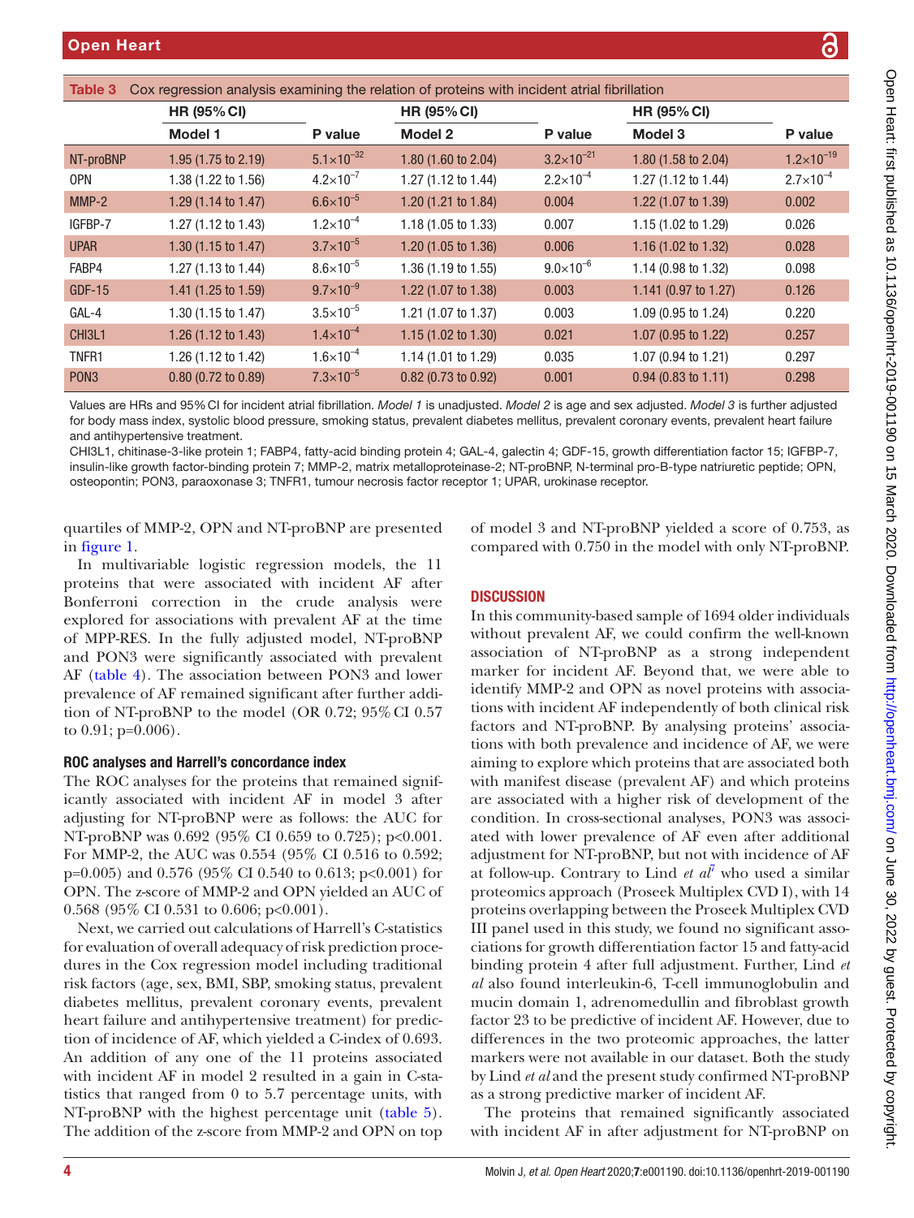**Table 3** Cox regression analysis examining the relation of proteins with incident atrial fibrillation

| | HR (95% CI) | | HR (95% CI) | | HR (95% CI) | |
|---|---|---|---|---|---|---|
| | Model 1 | P value | Model 2 | P value | Model 3 | P value |
| NT-proBNP | 1.95 (1.75 to 2.19) | $5.1\times10^{-32}$ | 1.80 (1.60 to 2.04) | $3.2\times10^{-21}$ | 1.80 (1.58 to 2.04) | $1.2\times10^{-19}$ |
| OPN | 1.38 (1.22 to 1.56) | $4.2\times10^{-7}$ | 1.27 (1.12 to 1.44) | $2.2\times10^{-4}$ | 1.27 (1.12 to 1.44) | $2.7\times10^{-4}$ |
| MMP-2 | 1.29 (1.14 to 1.47) | $6.6\times10^{-5}$ | 1.20 (1.21 to 1.84) | 0.004 | 1.22 (1.07 to 1.39) | 0.002 |
| IGFBP-7 | 1.27 (1.12 to 1.43) | $1.2\times10^{-4}$ | 1.18 (1.05 to 1.33) | 0.007 | 1.15 (1.02 to 1.29) | 0.026 |
| UPAR | 1.30 (1.15 to 1.47) | $3.7\times10^{-5}$ | 1.20 (1.05 to 1.36) | 0.006 | 1.16 (1.02 to 1.32) | 0.028 |
| FABP4 | 1.27 (1.13 to 1.44) | $8.6\times10^{-5}$ | 1.36 (1.19 to 1.55) | $9.0\times10^{-6}$ | 1.14 (0.98 to 1.32) | 0.098 |
| GDF-15 | 1.41 (1.25 to 1.59) | $9.7\times10^{-9}$ | 1.22 (1.07 to 1.38) | 0.003 | 1.141 (0.97 to 1.27) | 0.126 |
| GAL-4 | 1.30 (1.15 to 1.47) | $3.5\times10^{-5}$ | 1.21 (1.07 to 1.37) | 0.003 | 1.09 (0.95 to 1.24) | 0.220 |
| CHI3L1 | 1.26 (1.12 to 1.43) | $1.4\times10^{-4}$ | 1.15 (1.02 to 1.30) | 0.021 | 1.07 (0.95 to 1.22) | 0.257 |
| TNFR1 | 1.26 (1.12 to 1.42) | $1.6\times10^{-4}$ | 1.14 (1.01 to 1.29) | 0.035 | 1.07 (0.94 to 1.21) | 0.297 |
| PON3 | 0.80 (0.72 to 0.89) | $7.3\times10^{-5}$ | 0.82 (0.73 to 0.92) | 0.001 | 0.94 (0.83 to 1.11) | 0.298 |

Values are HRs and 95% CI for incident atrial fibrillation. *Model 1* is unadjusted. *Model 2* is age and sex adjusted. *Model 3* is further adjusted for body mass index, systolic blood pressure, smoking status, prevalent diabetes mellitus, prevalent coronary events, prevalent heart failure and antihypertensive treatment.

CHI3L1, chitinase-3-like protein 1; FABP4, fatty-acid binding protein 4; GAL-4, galectin 4; GDF-15, growth differentiation factor 15; IGFBP-7, insulin-like growth factor-binding protein 7; MMP-2, matrix metalloproteinase-2; NT-proBNP, N-terminal pro-B-type natriuretic peptide; OPN, osteopontin; PON3, paraoxonase 3; TNFR1, tumour necrosis factor receptor 1; UPAR, urokinase receptor.

quartiles of MMP-2, OPN and NT-proBNP are presented in figure 1.

In multivariable logistic regression models, the 11 proteins that were associated with incident AF after Bonferroni correction in the crude analysis were explored for associations with prevalent AF at the time of MPP-RES. In the fully adjusted model, NT-proBNP and PON3 were significantly associated with prevalent AF (table 4). The association between PON3 and lower prevalence of AF remained significant after further addition of NT-proBNP to the model (OR 0.72; 95% CI 0.57 to 0.91; p=0.006).

### ROC analyses and Harrell's concordance index

The ROC analyses for the proteins that remained significantly associated with incident AF in model 3 after adjusting for NT-proBNP were as follows: the AUC for NT-proBNP was 0.692 (95% CI 0.659 to 0.725); p<0.001. For MMP-2, the AUC was 0.554 (95% CI 0.516 to 0.592; p=0.005) and 0.576 (95% CI 0.540 to 0.613; p<0.001) for OPN. The z-score of MMP-2 and OPN yielded an AUC of 0.568 (95% CI 0.531 to 0.606; p<0.001).

Next, we carried out calculations of Harrell's C-statistics for evaluation of overall adequacy of risk prediction procedures in the Cox regression model including traditional risk factors (age, sex, BMI, SBP, smoking status, prevalent diabetes mellitus, prevalent coronary events, prevalent heart failure and antihypertensive treatment) for prediction of incidence of AF, which yielded a C-index of 0.693. An addition of any one of the 11 proteins associated with incident AF in model 2 resulted in a gain in C-statistics that ranged from 0 to 5.7 percentage units, with NT-proBNP with the highest percentage unit (table 5). The addition of the z-score from MMP-2 and OPN on top of model 3 and NT-proBNP yielded a score of 0.753, as compared with 0.750 in the model with only NT-proBNP.

## DISCUSSION

In this community-based sample of 1694 older individuals without prevalent AF, we could confirm the well-known association of NT-proBNP as a strong independent marker for incident AF. Beyond that, we were able to identify MMP-2 and OPN as novel proteins with associations with incident AF independently of both clinical risk factors and NT-proBNP. By analysing proteins' associations with both prevalence and incidence of AF, we were aiming to explore which proteins that are associated both with manifest disease (prevalent AF) and which proteins are associated with a higher risk of development of the condition. In cross-sectional analyses, PON3 was associated with lower prevalence of AF even after additional adjustment for NT-proBNP, but not with incidence of AF at follow-up. Contrary to Lind *et al*[7] who used a similar proteomics approach (Proseek Multiplex CVD I), with 14 proteins overlapping between the Proseek Multiplex CVD III panel used in this study, we found no significant associations for growth differentiation factor 15 and fatty-acid binding protein 4 after full adjustment. Further, Lind *et al* also found interleukin-6, T-cell immunoglobulin and mucin domain 1, adrenomedullin and fibroblast growth factor 23 to be predictive of incident AF. However, due to differences in the two proteomic approaches, the latter markers were not available in our dataset. Both the study by Lind *et al* and the present study confirmed NT-proBNP as a strong predictive marker of incident AF.

The proteins that remained significantly associated with incident AF in after adjustment for NT-proBNP on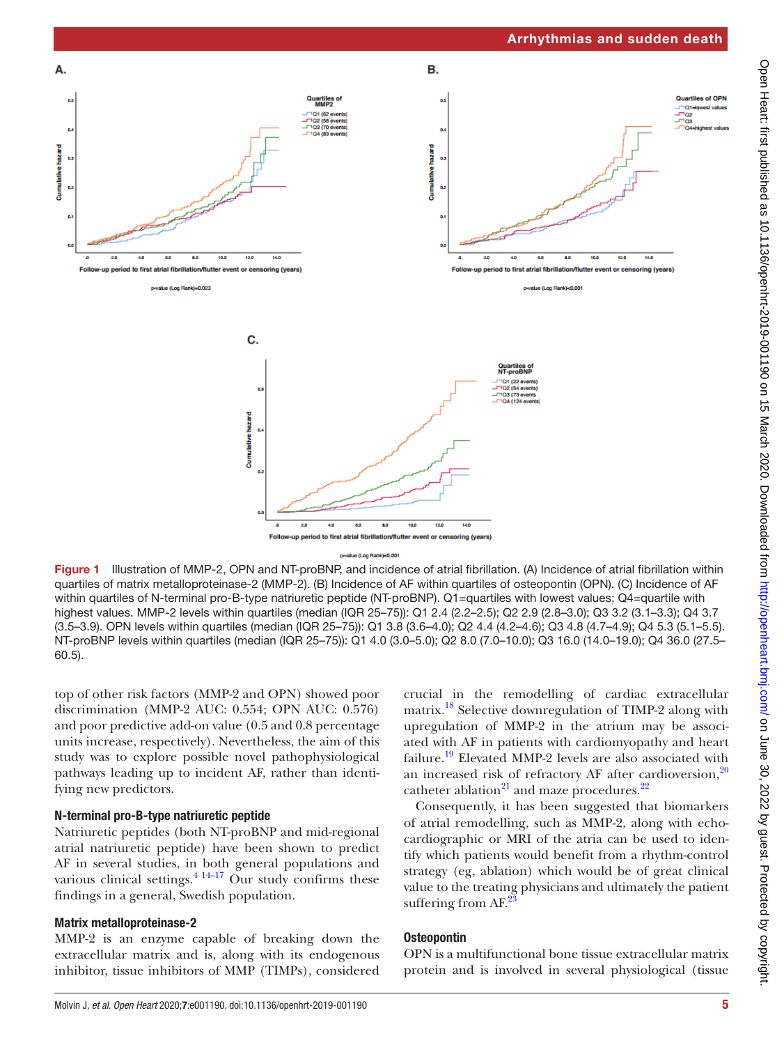**Figure 1** Illustration of MMP-2, OPN and NT-proBNP, and incidence of atrial fibrillation. (A) Incidence of atrial fibrillation within quartiles of matrix metalloproteinase-2 (MMP-2). (B) Incidence of AF within quartiles of osteopontin (OPN). (C) Incidence of AF within quartiles of N-terminal pro-B-type natriuretic peptide (NT-proBNP). Q1=quartiles with lowest values; Q4=quartile with highest values. MMP-2 levels within quartiles (median (IQR 25–75)): Q1 2.4 (2.2–2.5); Q2 2.9 (2.8–3.0); Q3 3.2 (3.1–3.3); Q4 3.7 (3.5–3.9). OPN levels within quartiles (median (IQR 25–75)): Q1 3.8 (3.6–4.0); Q2 4.4 (4.2–4.6); Q3 4.8 (4.7–4.9); Q4 5.3 (5.1–5.5). NT-proBNP levels within quartiles (median (IQR 25–75)): Q1 4.0 (3.0–5.0); Q2 8.0 (7.0–10.0); Q3 16.0 (14.0–19.0); Q4 36.0 (27.5–60.5).

top of other risk factors (MMP-2 and OPN) showed poor discrimination (MMP-2 AUC: 0.554; OPN AUC: 0.576) and poor predictive add-on value (0.5 and 0.8 percentage units increase, respectively). Nevertheless, the aim of this study was to explore possible novel pathophysiological pathways leading up to incident AF, rather than identifying new predictors.

### N-terminal pro-B-type natriuretic peptide

Natriuretic peptides (both NT-proBNP and mid-regional atrial natriuretic peptide) have been shown to predict AF in several studies, in both general populations and various clinical settings.[4 14–17] Our study confirms these findings in a general, Swedish population.

### Matrix metalloproteinase-2

MMP-2 is an enzyme capable of breaking down the extracellular matrix and is, along with its endogenous inhibitor, tissue inhibitors of MMP (TIMPs), considered crucial in the remodelling of cardiac extracellular matrix.[18] Selective downregulation of TIMP-2 along with upregulation of MMP-2 in the atrium may be associated with AF in patients with cardiomyopathy and heart failure.[19] Elevated MMP-2 levels are also associated with an increased risk of refractory AF after cardioversion,[20] catheter ablation[21] and maze procedures.[22]

Consequently, it has been suggested that biomarkers of atrial remodelling, such as MMP-2, along with echocardiographic or MRI of the atria can be used to identify which patients would benefit from a rhythm-control strategy (eg, ablation) which would be of great clinical value to the treating physicians and ultimately the patient suffering from AF.[23]

### Osteopontin

OPN is a multifunctional bone tissue extracellular matrix protein and is involved in several physiological (tissue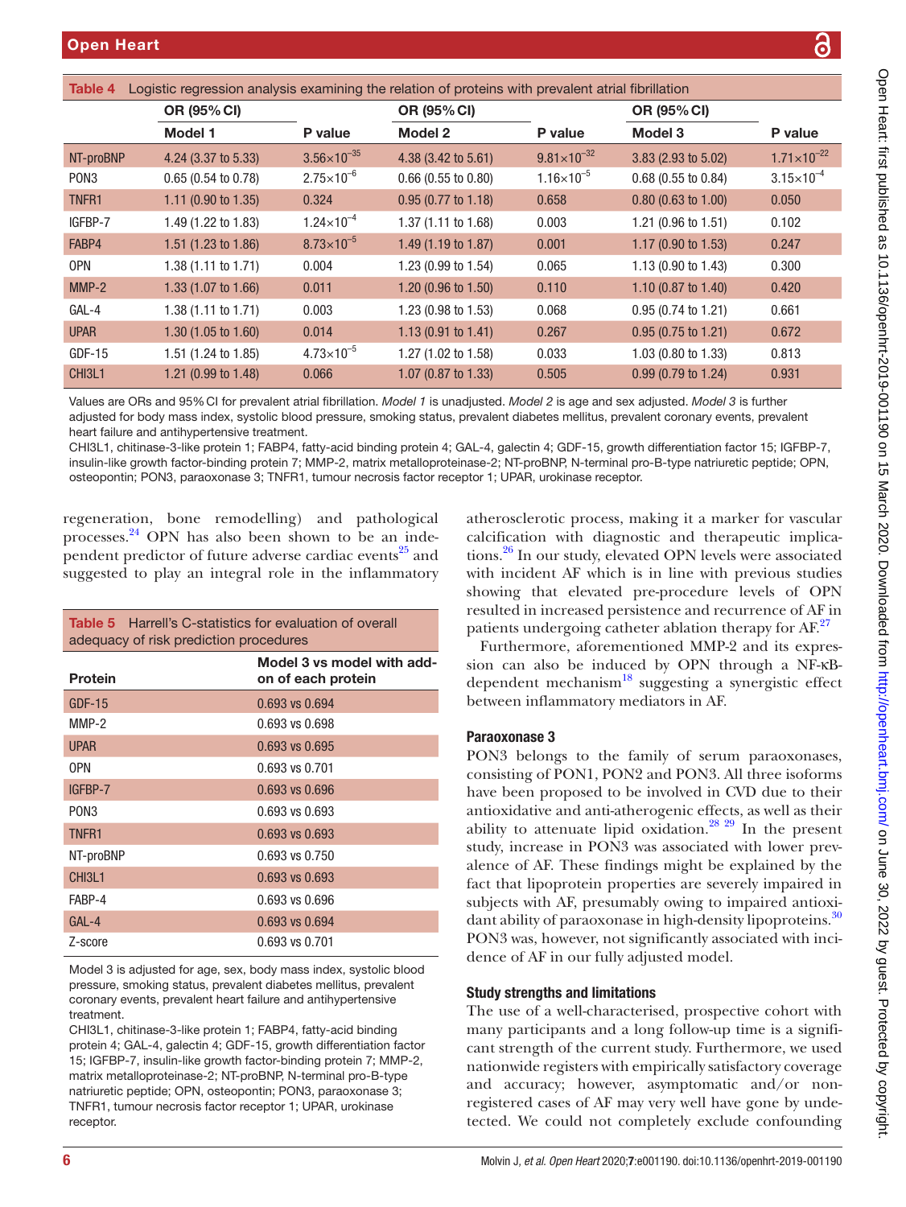**Table 4** Logistic regression analysis examining the relation of proteins with prevalent atrial fibrillation

| | OR (95% CI) | | OR (95% CI) | | OR (95% CI) | |
|---|---|---|---|---|---|---|
| | Model 1 | P value | Model 2 | P value | Model 3 | P value |
| NT-proBNP | 4.24 (3.37 to 5.33) | $3.56\times10^{-35}$ | 4.38 (3.42 to 5.61) | $9.81\times10^{-32}$ | 3.83 (2.93 to 5.02) | $1.71\times10^{-22}$ |
| PON3 | 0.65 (0.54 to 0.78) | $2.75\times10^{-6}$ | 0.66 (0.55 to 0.80) | $1.16\times10^{-5}$ | 0.68 (0.55 to 0.84) | $3.15\times10^{-4}$ |
| TNFR1 | 1.11 (0.90 to 1.35) | 0.324 | 0.95 (0.77 to 1.18) | 0.658 | 0.80 (0.63 to 1.00) | 0.050 |
| IGFBP-7 | 1.49 (1.22 to 1.83) | $1.24\times10^{-4}$ | 1.37 (1.11 to 1.68) | 0.003 | 1.21 (0.96 to 1.51) | 0.102 |
| FABP4 | 1.51 (1.23 to 1.86) | $8.73\times10^{-5}$ | 1.49 (1.19 to 1.87) | 0.001 | 1.17 (0.90 to 1.53) | 0.247 |
| OPN | 1.38 (1.11 to 1.71) | 0.004 | 1.23 (0.99 to 1.54) | 0.065 | 1.13 (0.90 to 1.43) | 0.300 |
| MMP-2 | 1.33 (1.07 to 1.66) | 0.011 | 1.20 (0.96 to 1.50) | 0.110 | 1.10 (0.87 to 1.40) | 0.420 |
| GAL-4 | 1.38 (1.11 to 1.71) | 0.003 | 1.23 (0.98 to 1.53) | 0.068 | 0.95 (0.74 to 1.21) | 0.661 |
| UPAR | 1.30 (1.05 to 1.60) | 0.014 | 1.13 (0.91 to 1.41) | 0.267 | 0.95 (0.75 to 1.21) | 0.672 |
| GDF-15 | 1.51 (1.24 to 1.85) | $4.73\times10^{-5}$ | 1.27 (1.02 to 1.58) | 0.033 | 1.03 (0.80 to 1.33) | 0.813 |
| CHI3L1 | 1.21 (0.99 to 1.48) | 0.066 | 1.07 (0.87 to 1.33) | 0.505 | 0.99 (0.79 to 1.24) | 0.931 |

Values are ORs and 95% CI for prevalent atrial fibrillation. *Model 1* is unadjusted. *Model 2* is age and sex adjusted. *Model 3* is further adjusted for body mass index, systolic blood pressure, smoking status, prevalent diabetes mellitus, prevalent coronary events, prevalent heart failure and antihypertensive treatment.

CHI3L1, chitinase-3-like protein 1; FABP4, fatty-acid binding protein 4; GAL-4, galectin 4; GDF-15, growth differentiation factor 15; IGFBP-7, insulin-like growth factor-binding protein 7; MMP-2, matrix metalloproteinase-2; NT-proBNP, N-terminal pro-B-type natriuretic peptide; OPN, osteopontin; PON3, paraoxonase 3; TNFR1, tumour necrosis factor receptor 1; UPAR, urokinase receptor.

regeneration, bone remodelling) and pathological processes.[24] OPN has also been shown to be an independent predictor of future adverse cardiac events[25] and suggested to play an integral role in the inflammatory atherosclerotic process, making it a marker for vascular calcification with diagnostic and therapeutic implications.[26] In our study, elevated OPN levels were associated with incident AF which is in line with previous studies showing that elevated pre-procedure levels of OPN resulted in increased persistence and recurrence of AF in patients undergoing catheter ablation therapy for AF.[27]

Furthermore, aforementioned MMP-2 and its expression can also be induced by OPN through a NF-κB-dependent mechanism[18] suggesting a synergistic effect between inflammatory mediators in AF.

**Table 5** Harrell's C-statistics for evaluation of overall adequacy of risk prediction procedures

| Protein | Model 3 vs model with add-on of each protein |
|---|---|
| GDF-15 | 0.693 vs 0.694 |
| MMP-2 | 0.693 vs 0.698 |
| UPAR | 0.693 vs 0.695 |
| OPN | 0.693 vs 0.701 |
| IGFBP-7 | 0.693 vs 0.696 |
| PON3 | 0.693 vs 0.693 |
| TNFR1 | 0.693 vs 0.693 |
| NT-proBNP | 0.693 vs 0.750 |
| CHI3L1 | 0.693 vs 0.693 |
| FABP-4 | 0.693 vs 0.696 |
| GAL-4 | 0.693 vs 0.694 |
| Z-score | 0.693 vs 0.701 |

Model 3 is adjusted for age, sex, body mass index, systolic blood pressure, smoking status, prevalent diabetes mellitus, prevalent coronary events, prevalent heart failure and antihypertensive treatment.

CHI3L1, chitinase-3-like protein 1; FABP4, fatty-acid binding protein 4; GAL-4, galectin 4; GDF-15, growth differentiation factor 15; IGFBP-7, insulin-like growth factor-binding protein 7; MMP-2, matrix metalloproteinase-2; NT-proBNP, N-terminal pro-B-type natriuretic peptide; OPN, osteopontin; PON3, paraoxonase 3; TNFR1, tumour necrosis factor receptor 1; UPAR, urokinase receptor.

### Paraoxonase 3

PON3 belongs to the family of serum paraoxonases, consisting of PON1, PON2 and PON3. All three isoforms have been proposed to be involved in CVD due to their antioxidative and anti-atherogenic effects, as well as their ability to attenuate lipid oxidation.[28 29] In the present study, increase in PON3 was associated with lower prevalence of AF. These findings might be explained by the fact that lipoprotein properties are severely impaired in subjects with AF, presumably owing to impaired antioxidant ability of paraoxonase in high-density lipoproteins.[30] PON3 was, however, not significantly associated with incidence of AF in our fully adjusted model.

### Study strengths and limitations

The use of a well-characterised, prospective cohort with many participants and a long follow-up time is a significant strength of the current study. Furthermore, we used nationwide registers with empirically satisfactory coverage and accuracy; however, asymptomatic and/or non-registered cases of AF may very well have gone by undetected. We could not completely exclude confounding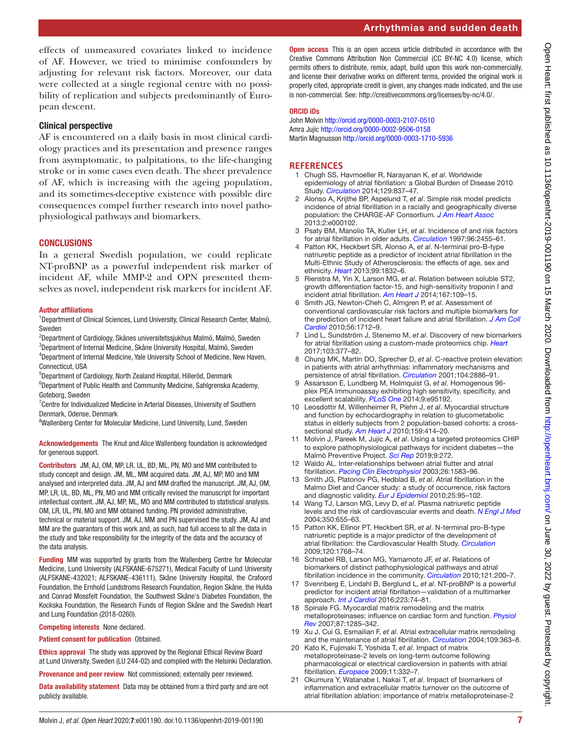effects of unmeasured covariates linked to incidence of AF. However, we tried to minimise confounders by adjusting for relevant risk factors. Moreover, our data were collected at a single regional centre with no possibility of replication and subjects predominantly of European descent.

### Clinical perspective

AF is encountered on a daily basis in most clinical cardiology practices and its presentation and presence ranges from asymptomatic, to palpitations, to the life-changing stroke or in some cases even death. The sheer prevalence of AF, which is increasing with the ageing population, and its sometimes-deceptive existence with possible dire consequences compel further research into novel pathophysiological pathways and biomarkers.

## CONCLUSIONS

In a general Swedish population, we could replicate NT-proBNP as a powerful independent risk marker of incident AF, while MMP-2 and OPN presented themselves as novel, independent risk markers for incident AF.

**Author affiliations**

[1]Department of Clinical Sciences, Lund University, Clinical Research Center, Malmö, Sweden
[2]Department of Cardiology, Skånes universitetssjukhus Malmö, Malmö, Sweden
[3]Department of Internal Medicine, Skåne University Hospital, Malmö, Sweden
[4]Department of Internal Medicine, Yale University School of Medicine, New Haven, Connecticut, USA
[5]Department of Cardiology, North Zealand Hospital, Hilleröd, Denmark
[6]Department of Public Health and Community Medicine, Sahlgrenska Academy, Goteborg, Sweden
[7]Centre for Individualized Medicine in Arterial Diseases, University of Southern Denmark, Odense, Denmark
[8]Wallenberg Center for Molecular Medicine, Lund University, Lund, Sweden

**Acknowledgements** The Knut and Alice Wallenberg foundation is acknowledged for generous support.

**Contributors** JM, AJ, OM, MP, LR, UL, BD, ML, PN, MO and MM contributed to study concept and design. JM, ML, MM acquired data. JM, AJ, MP, MO and MM analysed and interpreted data. JM, AJ and MM drafted the manuscript. JM, AJ, OM, MP, LR, UL, BD, ML, PN, MO and MM critically revised the manuscript for important intellectual content. JM, AJ, MP, ML, MO and MM contributed to statistical analysis. OM, LR, UL, PN, MO and MM obtained funding. PN provided administrative, technical or material support. JM, AJ, MM and PN supervised the study. JM, AJ and MM are the guarantors of this work and, as such, had full access to all the data in the study and take responsibility for the integrity of the data and the accuracy of the data analysis.

**Funding** MM was supported by grants from the Wallenberg Centre for Molecular Medicine, Lund University (ALFSKANE-675271), Medical Faculty of Lund University (ALFSKANE-432021; ALFSKANE-436111), Skåne University Hospital, the Crafoord Foundation, the Ernhold Lundstroms Research Foundation, Region Skåne, the Hulda and Conrad Mossfelt Foundation, the Southwest Skåne's Diabetes Foundation, the Kockska Foundation, the Research Funds of Region Skåne and the Swedish Heart and Lung Foundation (2018-0260).

**Competing interests** None declared.

**Patient consent for publication** Obtained.

**Ethics approval** The study was approved by the Regional Ethical Review Board at Lund University, Sweden (LU 244-02) and complied with the Helsinki Declaration.

**Provenance and peer review** Not commissioned; externally peer reviewed.

**Data availability statement** Data may be obtained from a third party and are not publicly available.

**Open access** This is an open access article distributed in accordance with the Creative Commons Attribution Non Commercial (CC BY-NC 4.0) license, which permits others to distribute, remix, adapt, build upon this work non-commercially, and license their derivative works on different terms, provided the original work is properly cited, appropriate credit is given, any changes made indicated, and the use is non-commercial. See: http://creativecommons.org/licenses/by-nc/4.0/.

**ORCID iDs**

John Molvin http://orcid.org/0000-0003-2107-0510
Amra Jujic http://orcid.org/0000-0002-9506-0158
Martin Magnusson http://orcid.org/0000-0003-1710-5936

## REFERENCES

1. Chugh SS, Havmoeller R, Narayanan K, *et al*. Worldwide epidemiology of atrial fibrillation: a Global Burden of Disease 2010 Study. *Circulation* 2014;129:837–47.
2. Alonso A, Krijthe BP, Aspelund T, *et al*. Simple risk model predicts incidence of atrial fibrillation in a racially and geographically diverse population: the CHARGE-AF Consortium. *J Am Heart Assoc* 2013;2:e000102.
3. Psaty BM, Manolio TA, Kuller LH, *et al*. Incidence of and risk factors for atrial fibrillation in older adults. *Circulation* 1997;96:2455–61.
4. Patton KK, Heckbert SR, Alonso A, *et al*. N-terminal pro-B-type natriuretic peptide as a predictor of incident atrial fibrillation in the Multi-Ethnic Study of Atherosclerosis: the effects of age, sex and ethnicity. *Heart* 2013;99:1832–6.
5. Rienstra M, Yin X, Larson MG, *et al*. Relation between soluble ST2, growth differentiation factor-15, and high-sensitivity troponin I and incident atrial fibrillation. *Am Heart J* 2014;167:109–15.
6. Smith JG, Newton-Cheh C, Almgren P, *et al*. Assessment of conventional cardiovascular risk factors and multiple biomarkers for the prediction of incident heart failure and atrial fibrillation. *J Am Coll Cardiol* 2010;56:1712–9.
7. Lind L, Sundström J, Stenemo M, *et al*. Discovery of new biomarkers for atrial fibrillation using a custom-made proteomics chip. *Heart* 2017;103:377–82.
8. Chung MK, Martin DO, Sprecher D, *et al*. C-reactive protein elevation in patients with atrial arrhythmias: inflammatory mechanisms and persistence of atrial fibrillation. *Circulation* 2001;104:2886–91.
9. Assarsson E, Lundberg M, Holmquist G, *et al*. Homogenous 96-plex PEA immunoassay exhibiting high sensitivity, specificity, and excellent scalability. *PLoS One* 2014;9:e95192.
10. Leosdottir M, Willenheimer R, Plehn J, *et al*. Myocardial structure and function by echocardiography in relation to glucometabolic status in elderly subjects from 2 population-based cohorts: a cross-sectional study. *Am Heart J* 2010;159:414–20.
11. Molvin J, Pareek M, Jujic A, *et al*. Using a targeted proteomics CHIP to explore pathophysiological pathways for incident diabetes—the Malmö Preventive Project. *Sci Rep* 2019;9:272.
12. Waldo AL. Inter-relationships between atrial flutter and atrial fibrillation. *Pacing Clin Electrophysiol* 2003;26:1583–96.
13. Smith JG, Platonov PG, Hedblad B, *et al*. Atrial fibrillation in the Malmo Diet and Cancer study: a study of occurrence, risk factors and diagnostic validity. *Eur J Epidemiol* 2010;25:95–102.
14. Wang TJ, Larson MG, Levy D, *et al*. Plasma natriuretic peptide levels and the risk of cardiovascular events and death. *N Engl J Med* 2004;350:655–63.
15. Patton KK, Ellinor PT, Heckbert SR, *et al*. N-terminal pro-B-type natriuretic peptide is a major predictor of the development of atrial fibrillation: the Cardiovascular Health Study. *Circulation* 2009;120:1768–74.
16. Schnabel RB, Larson MG, Yamamoto JF, *et al*. Relations of biomarkers of distinct pathophysiological pathways and atrial fibrillation incidence in the community. *Circulation* 2010;121:200–7.
17. Svennberg E, Lindahl B, Berglund L, *et al*. NT-proBNP is a powerful predictor for incident atrial fibrillation—validation of a multimarker approach. *Int J Cardiol* 2016;223:74–81.
18. Spinale FG. Myocardial matrix remodeling and the matrix metalloproteinases: influence on cardiac form and function. *Physiol Rev* 2007;87:1285–342.
19. Xu J, Cui G, Esmailian F, *et al*. Atrial extracellular matrix remodeling and the maintenance of atrial fibrillation. *Circulation* 2004;109:363–8.
20. Kato K, Fujimaki T, Yoshida T, *et al*. Impact of matrix metalloproteinase-2 levels on long-term outcome following pharmacological or electrical cardioversion in patients with atrial fibrillation. *Europace* 2009;11:332–7.
21. Okumura Y, Watanabe I, Nakai T, *et al*. Impact of biomarkers of inflammation and extracellular matrix turnover on the outcome of atrial fibrillation ablation: importance of matrix metalloproteinase-2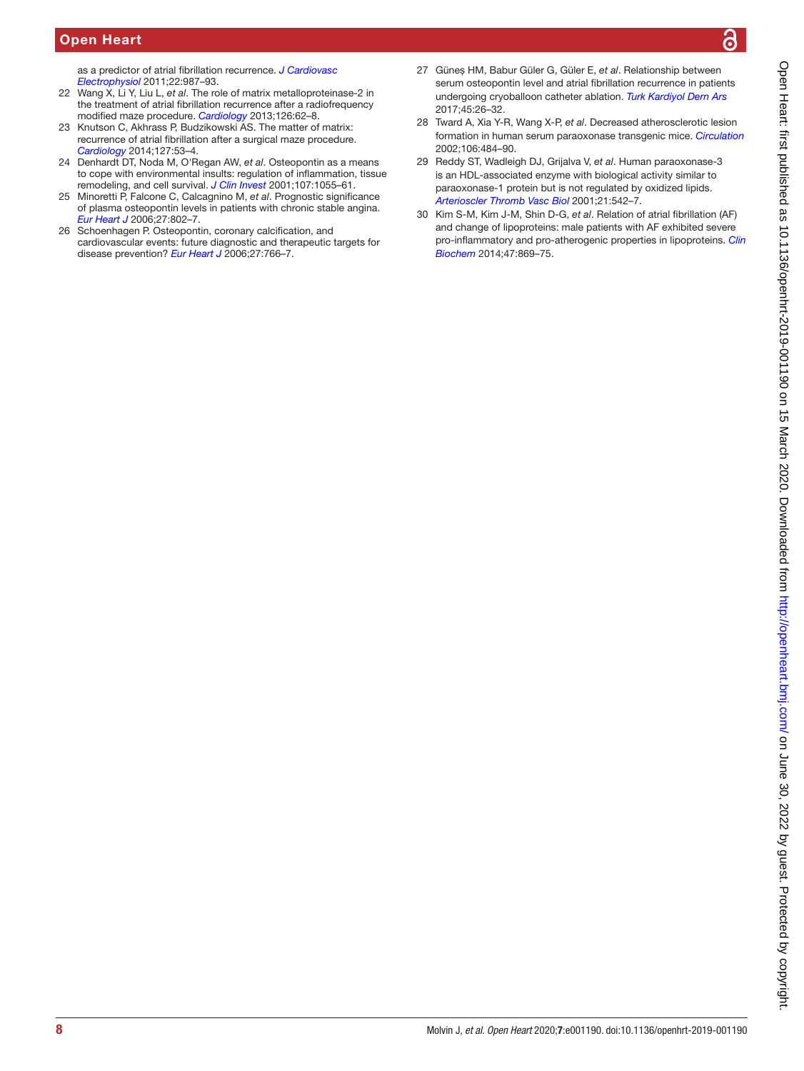as a predictor of atrial fibrillation recurrence. *J Cardiovasc Electrophysiol* 2011;22:987–93.

22 Wang X, Li Y, Liu L, *et al*. The role of matrix metalloproteinase-2 in the treatment of atrial fibrillation recurrence after a radiofrequency modified maze procedure. *Cardiology* 2013;126:62–8.

23 Knutson C, Akhrass P, Budzikowski AS. The matter of matrix: recurrence of atrial fibrillation after a surgical maze procedure. *Cardiology* 2014;127:53–4.

24 Denhardt DT, Noda M, O'Regan AW, *et al*. Osteopontin as a means to cope with environmental insults: regulation of inflammation, tissue remodeling, and cell survival. *J Clin Invest* 2001;107:1055–61.

25 Minoretti P, Falcone C, Calcagnino M, *et al*. Prognostic significance of plasma osteopontin levels in patients with chronic stable angina. *Eur Heart J* 2006;27:802–7.

26 Schoenhagen P. Osteopontin, coronary calcification, and cardiovascular events: future diagnostic and therapeutic targets for disease prevention? *Eur Heart J* 2006;27:766–7.

27 Güneş HM, Babur Güler G, Güler E, *et al*. Relationship between serum osteopontin level and atrial fibrillation recurrence in patients undergoing cryoballoon catheter ablation. *Turk Kardiyol Dern Ars* 2017;45:26–32.

28 Tward A, Xia Y-R, Wang X-P, *et al*. Decreased atherosclerotic lesion formation in human serum paraoxonase transgenic mice. *Circulation* 2002;106:484–90.

29 Reddy ST, Wadleigh DJ, Grijalva V, *et al*. Human paraoxonase-3 is an HDL-associated enzyme with biological activity similar to paraoxonase-1 protein but is not regulated by oxidized lipids. *Arterioscler Thromb Vasc Biol* 2001;21:542–7.

30 Kim S-M, Kim J-M, Shin D-G, *et al*. Relation of atrial fibrillation (AF) and change of lipoproteins: male patients with AF exhibited severe pro-inflammatory and pro-atherogenic properties in lipoproteins. *Clin Biochem* 2014;47:869–75.